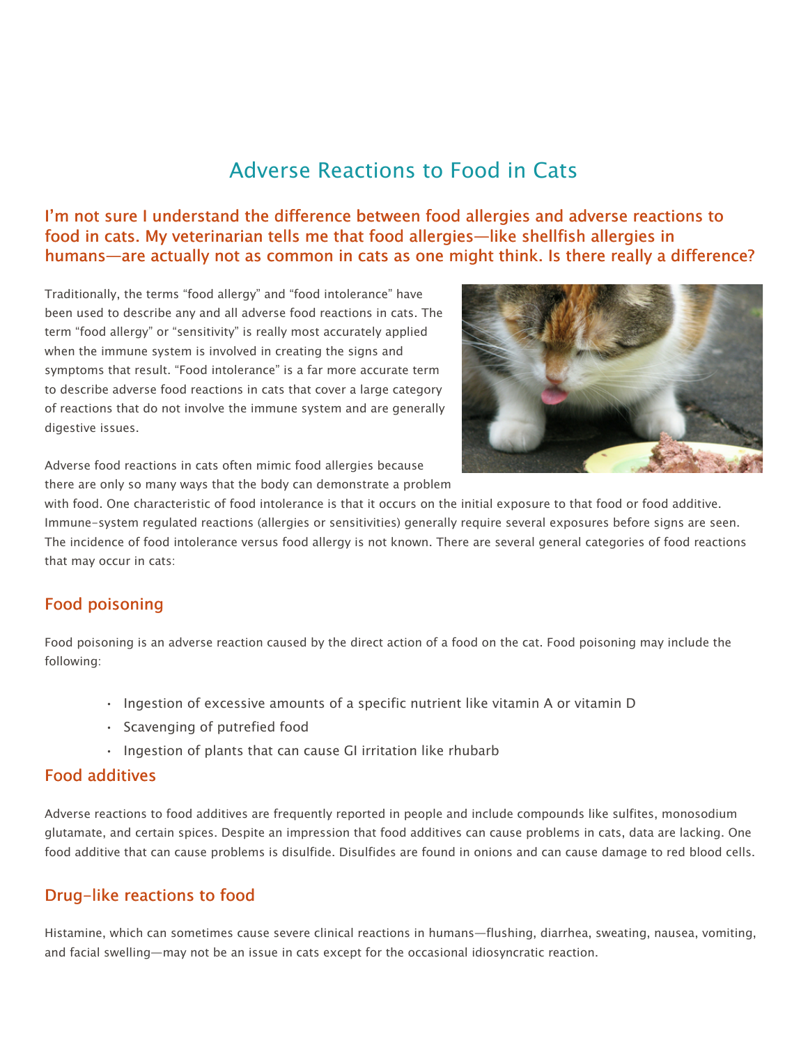# Adverse Reactions to Food in Cats

## I'm not sure I understand the difference between food allergies and adverse reactions to food in cats. My veterinarian tells me that food allergies—like shellfish allergies in humans—are actually not as common in cats as one might think. Is there really a difference?

Traditionally, the terms "food allergy" and "food intolerance" have been used to describe any and all adverse food reactions in cats. The term "food allergy" or "sensitivity" is really most accurately applied when the immune system is involved in creating the signs and symptoms that result. "Food intolerance" is a far more accurate term to describe adverse food reactions in cats that cover a large category of reactions that do not involve the immune system and are generally digestive issues.

Adverse food reactions in cats often mimic food allergies because there are only so many ways that the body can demonstrate a problem with food. One characteristic of food intolerance is that it occurs on the initial exposure to that food or food additive. Immune-system regulated reactions (allergies or sensitivities) generally require several exposures before signs are seen. The incidence of food intolerance versus food allergy is not known. There are several general categories of food reactions that may occur in cats:

## Food poisoning

Food poisoning is an adverse reaction caused by the direct action of a food on the cat. Food poisoning may include the following:

- Ingestion of excessive amounts of a specific nutrient like vitamin A or vitamin D
- Scavenging of putrefied food
- Ingestion of plants that can cause GI irritation like rhubarb

## Food additives

Adverse reactions to food additives are frequently reported in people and include compounds like sulfites, monosodium glutamate, and certain spices. Despite an impression that food additives can cause problems in cats, data are lacking. One food additive that can cause problems is disulfide. Disulfides are found in onions and can cause damage to red blood cells.

## Drug-like reactions to food

Histamine, which can sometimes cause severe clinical reactions in humans—flushing, diarrhea, sweating, nausea, vomiting, and facial swelling—may not be an issue in cats except for the occasional idiosyncratic reaction.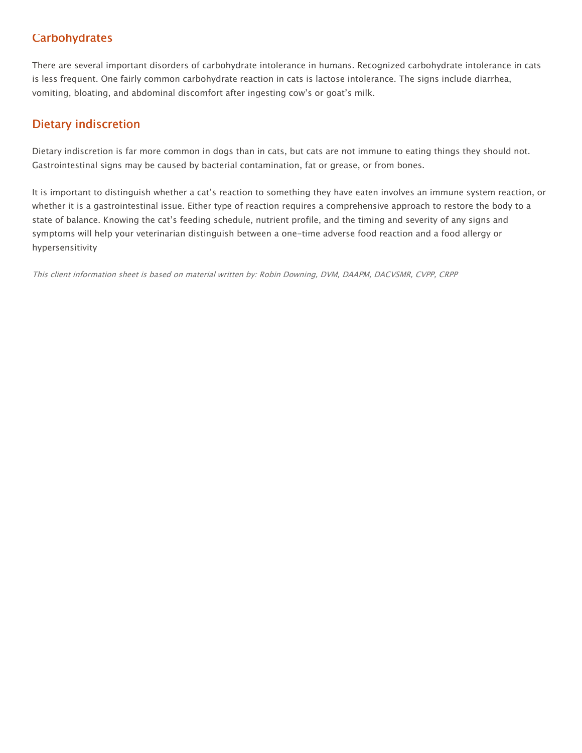## Carbohydrates

There are several important disorders of carbohydrate intolerance in humans. Recognized carbohydrate intolerance in cats is less frequent. One fairly common carbohydrate reaction in cats is lactose intolerance. The signs include diarrhea, vomiting, bloating, and abdominal discomfort after ingesting cow's or goat's milk.

## Dietary indiscretion

Dietary indiscretion is far more common in dogs than in cats, but cats are not immune to eating things they should not. Gastrointestinal signs may be caused by bacterial contamination, fat or grease, or from bones.

It is important to distinguish whether a cat's reaction to something they have eaten involves an immune system reaction, or whether it is a gastrointestinal issue. Either type of reaction requires a comprehensive approach to restore the body to a state of balance. Knowing the cat's feeding schedule, nutrient profile, and the timing and severity of any signs and symptoms will help your veterinarian distinguish between a one-time adverse food reaction and a food allergy or hypersensitivity

*This client information sheet is based on material written by: Robin Downing, DVM, DAAPM, DACVSMR, CVPP, CRPP*